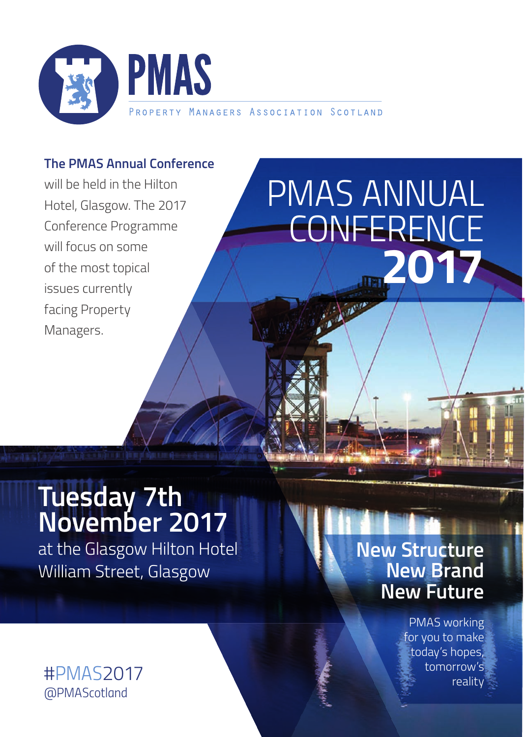# PMAS

PROPERTY MANAGERS ASSOCIATION SCOTLAND

**The PMAS Annual Conference** will be held in the Hilton Hotel, Glasgow. The 2017 Conference Programme will focus on some of the most topical issues currently facing Property Managers.

# PMAS ANNUAL CONFERENCE **2017**

## Tuesday 7th November 2017

at the Glasgow Hilton Hotel
William Street, Glasgow

## New Structure
## New Brand
## New Future

PMAS working for you to make today's hopes, tomorrow's reality

#PMAS2017
@PMAScotland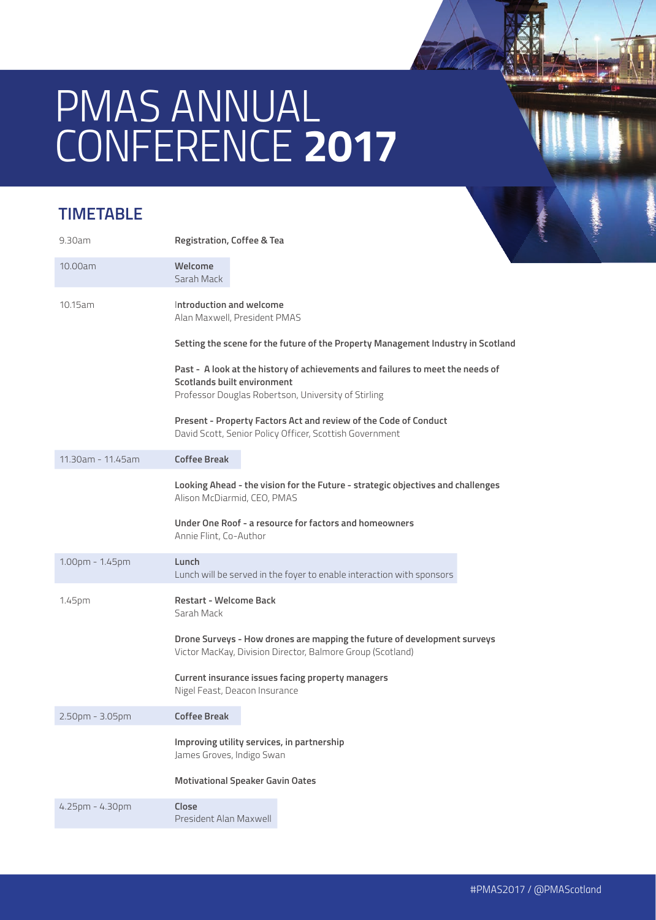# PMAS ANNUAL CONFERENCE **2017**

## TIMETABLE

| Time | Session |
|---|---|
| 9.30am | **Registration, Coffee & Tea** |
| 10.00am | **Welcome**<br>Sarah Mack |
| 10.15am | **Introduction and welcome**<br>Alan Maxwell, President PMAS |
| | **Setting the scene for the future of the Property Management Industry in Scotland** |
| | **Past - A look at the history of achievements and failures to meet the needs of Scotlands built environment**<br>Professor Douglas Robertson, University of Stirling |
| | **Present - Property Factors Act and review of the Code of Conduct**<br>David Scott, Senior Policy Officer, Scottish Government |
| 11.30am - 11.45am | **Coffee Break** |
| | **Looking Ahead - the vision for the Future - strategic objectives and challenges**<br>Alison McDiarmid, CEO, PMAS |
| | **Under One Roof - a resource for factors and homeowners**<br>Annie Flint, Co-Author |
| 1.00pm - 1.45pm | **Lunch**<br>Lunch will be served in the foyer to enable interaction with sponsors |
| 1.45pm | **Restart - Welcome Back**<br>Sarah Mack |
| | **Drone Surveys - How drones are mapping the future of development surveys**<br>Victor MacKay, Division Director, Balmore Group (Scotland) |
| | **Current insurance issues facing property managers**<br>Nigel Feast, Deacon Insurance |
| 2.50pm - 3.05pm | **Coffee Break** |
| | **Improving utility services, in partnership**<br>James Groves, Indigo Swan |
| | **Motivational Speaker Gavin Oates** |
| 4.25pm - 4.30pm | **Close**<br>President Alan Maxwell |

#PMAS2017 / @PMAScotland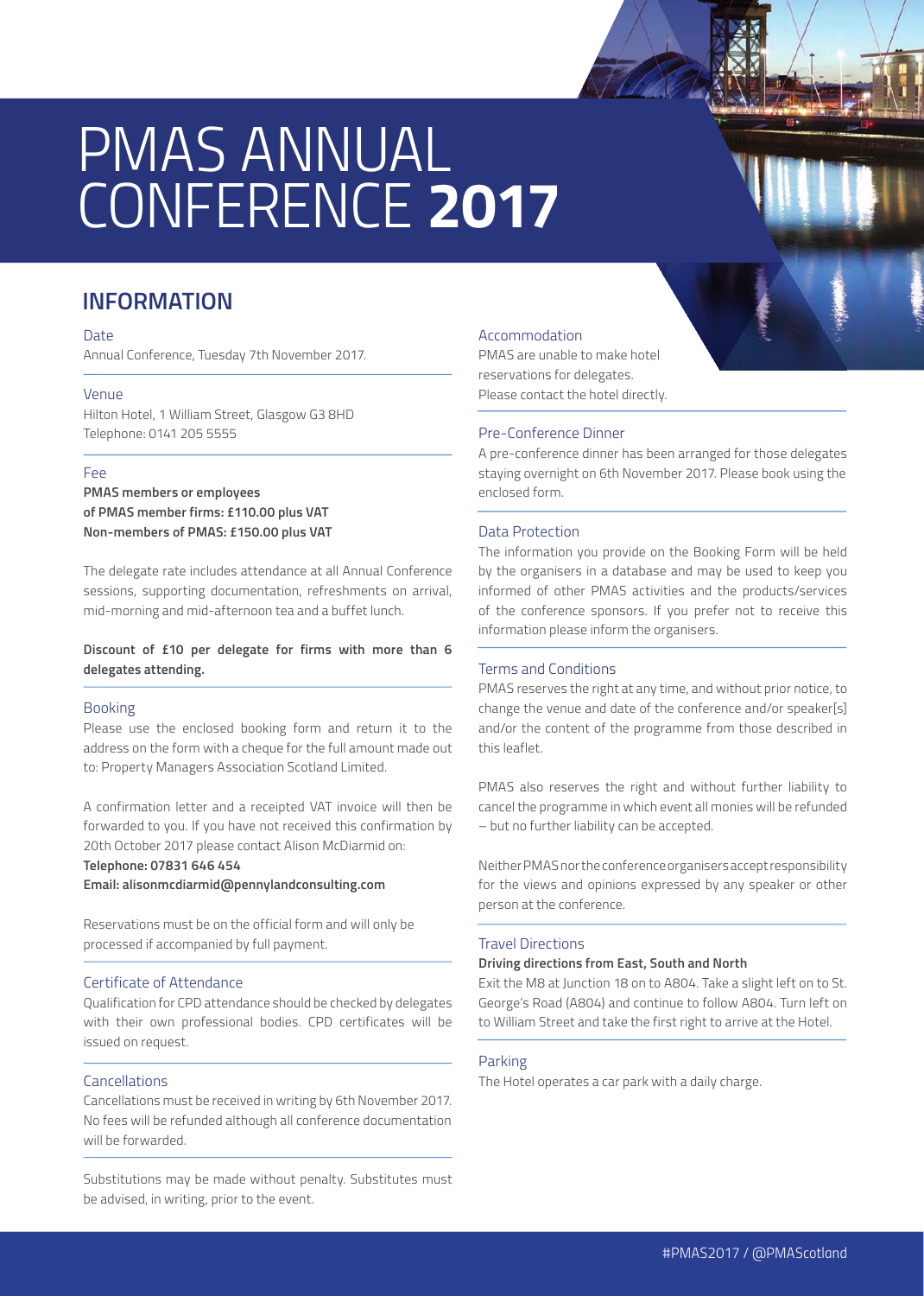# PMAS ANNUAL CONFERENCE **2017**

## INFORMATION

### Date

Annual Conference, Tuesday 7th November 2017.

### Venue

Hilton Hotel, 1 William Street, Glasgow G3 8HD
Telephone: 0141 205 5555

### Fee

**PMAS members or employees of PMAS member firms: £110.00 plus VAT**
**Non-members of PMAS: £150.00 plus VAT**

The delegate rate includes attendance at all Annual Conference sessions, supporting documentation, refreshments on arrival, mid-morning and mid-afternoon tea and a buffet lunch.

**Discount of £10 per delegate for firms with more than 6 delegates attending.**

### Booking

Please use the enclosed booking form and return it to the address on the form with a cheque for the full amount made out to: Property Managers Association Scotland Limited.

A confirmation letter and a receipted VAT invoice will then be forwarded to you. If you have not received this confirmation by 20th October 2017 please contact Alison McDiarmid on:
**Telephone: 07831 646 454**
**Email: alisonmcdiarmid@pennylandconsulting.com**

Reservations must be on the official form and will only be processed if accompanied by full payment.

### Certificate of Attendance

Qualification for CPD attendance should be checked by delegates with their own professional bodies. CPD certificates will be issued on request.

### Cancellations

Cancellations must be received in writing by 6th November 2017. No fees will be refunded although all conference documentation will be forwarded.

Substitutions may be made without penalty. Substitutes must be advised, in writing, prior to the event.

### Accommodation

PMAS are unable to make hotel reservations for delegates. Please contact the hotel directly.

### Pre-Conference Dinner

A pre-conference dinner has been arranged for those delegates staying overnight on 6th November 2017. Please book using the enclosed form.

### Data Protection

The information you provide on the Booking Form will be held by the organisers in a database and may be used to keep you informed of other PMAS activities and the products/services of the conference sponsors. If you prefer not to receive this information please inform the organisers.

### Terms and Conditions

PMAS reserves the right at any time, and without prior notice, to change the venue and date of the conference and/or speaker[s] and/or the content of the programme from those described in this leaflet.

PMAS also reserves the right and without further liability to cancel the programme in which event all monies will be refunded – but no further liability can be accepted.

Neither PMAS nor the conference organisers accept responsibility for the views and opinions expressed by any speaker or other person at the conference.

### Travel Directions

**Driving directions from East, South and North**
Exit the M8 at Junction 18 on to A804. Take a slight left on to St. George's Road (A804) and continue to follow A804. Turn left on to William Street and take the first right to arrive at the Hotel.

### Parking

The Hotel operates a car park with a daily charge.

#PMAS2017 / @PMAScotland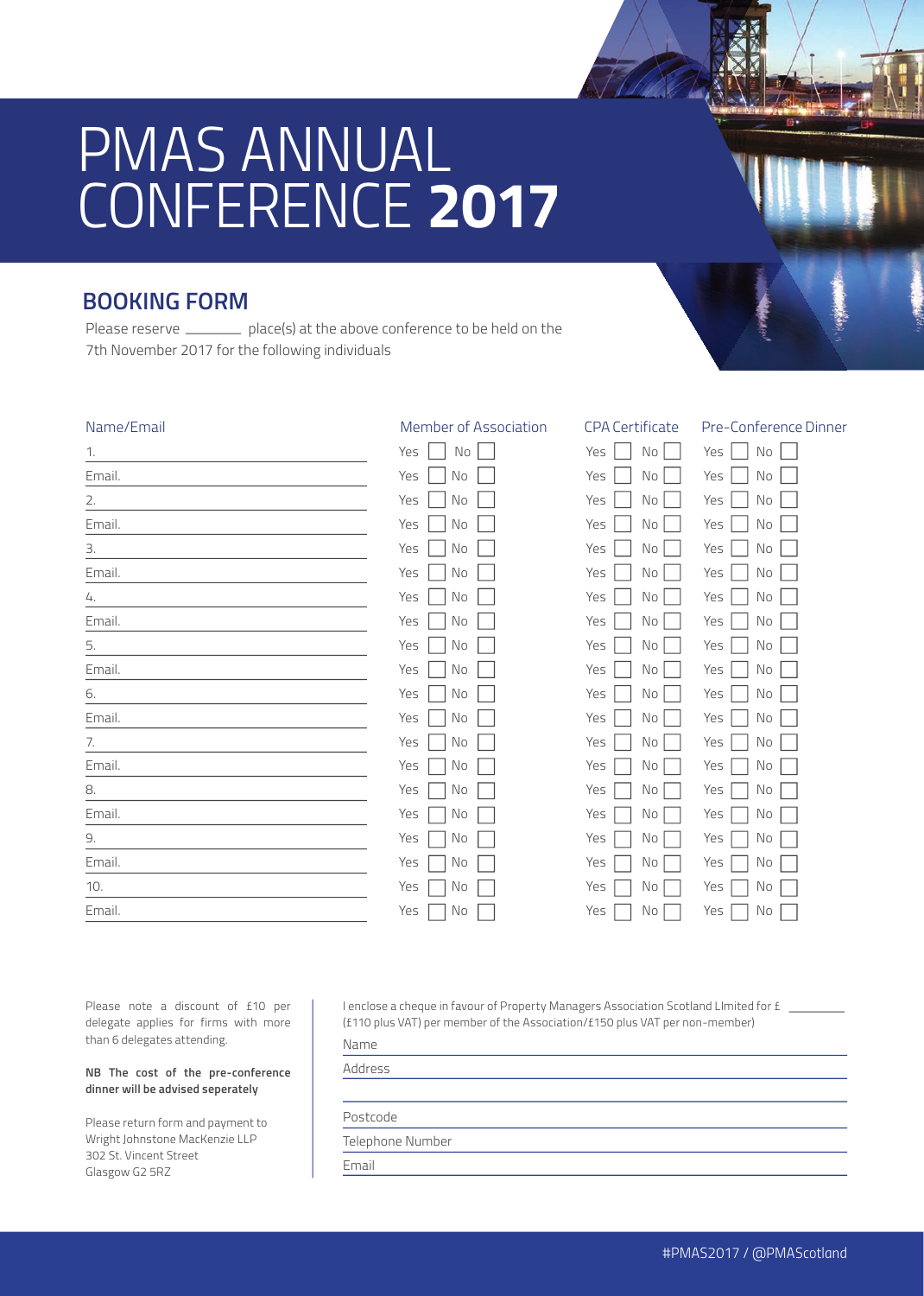# PMAS ANNUAL CONFERENCE **2017**

## BOOKING FORM

Please reserve _______ place(s) at the above conference to be held on the 7th November 2017 for the following individuals

| Name/Email | Member of Association | CPA Certificate | Pre-Conference Dinner |
|---|---|---|---|
| 1. | Yes ☐ No ☐ | Yes ☐ No ☐ | Yes ☐ No ☐ |
| Email. | Yes ☐ No ☐ | Yes ☐ No ☐ | Yes ☐ No ☐ |
| 2. | Yes ☐ No ☐ | Yes ☐ No ☐ | Yes ☐ No ☐ |
| Email. | Yes ☐ No ☐ | Yes ☐ No ☐ | Yes ☐ No ☐ |
| 3. | Yes ☐ No ☐ | Yes ☐ No ☐ | Yes ☐ No ☐ |
| Email. | Yes ☐ No ☐ | Yes ☐ No ☐ | Yes ☐ No ☐ |
| 4. | Yes ☐ No ☐ | Yes ☐ No ☐ | Yes ☐ No ☐ |
| Email. | Yes ☐ No ☐ | Yes ☐ No ☐ | Yes ☐ No ☐ |
| 5. | Yes ☐ No ☐ | Yes ☐ No ☐ | Yes ☐ No ☐ |
| Email. | Yes ☐ No ☐ | Yes ☐ No ☐ | Yes ☐ No ☐ |
| 6. | Yes ☐ No ☐ | Yes ☐ No ☐ | Yes ☐ No ☐ |
| Email. | Yes ☐ No ☐ | Yes ☐ No ☐ | Yes ☐ No ☐ |
| 7. | Yes ☐ No ☐ | Yes ☐ No ☐ | Yes ☐ No ☐ |
| Email. | Yes ☐ No ☐ | Yes ☐ No ☐ | Yes ☐ No ☐ |
| 8. | Yes ☐ No ☐ | Yes ☐ No ☐ | Yes ☐ No ☐ |
| Email. | Yes ☐ No ☐ | Yes ☐ No ☐ | Yes ☐ No ☐ |
| 9. | Yes ☐ No ☐ | Yes ☐ No ☐ | Yes ☐ No ☐ |
| Email. | Yes ☐ No ☐ | Yes ☐ No ☐ | Yes ☐ No ☐ |
| 10. | Yes ☐ No ☐ | Yes ☐ No ☐ | Yes ☐ No ☐ |
| Email. | Yes ☐ No ☐ | Yes ☐ No ☐ | Yes ☐ No ☐ |

Please note a discount of £10 per delegate applies for firms with more than 6 delegates attending.

**NB The cost of the pre-conference dinner will be advised seperately**

Please return form and payment to
Wright Johnstone MacKenzie LLP
302 St. Vincent Street
Glasgow G2 5RZ

I enclose a cheque in favour of Property Managers Association Scotland LImited for £ ________
(£110 plus VAT) per member of the Association/£150 plus VAT per non-member)

Name ____________________

Address ____________________

____________________

Postcode ____________________

Telephone Number ____________________

Email ____________________

#PMAS2017 / @PMAScotland